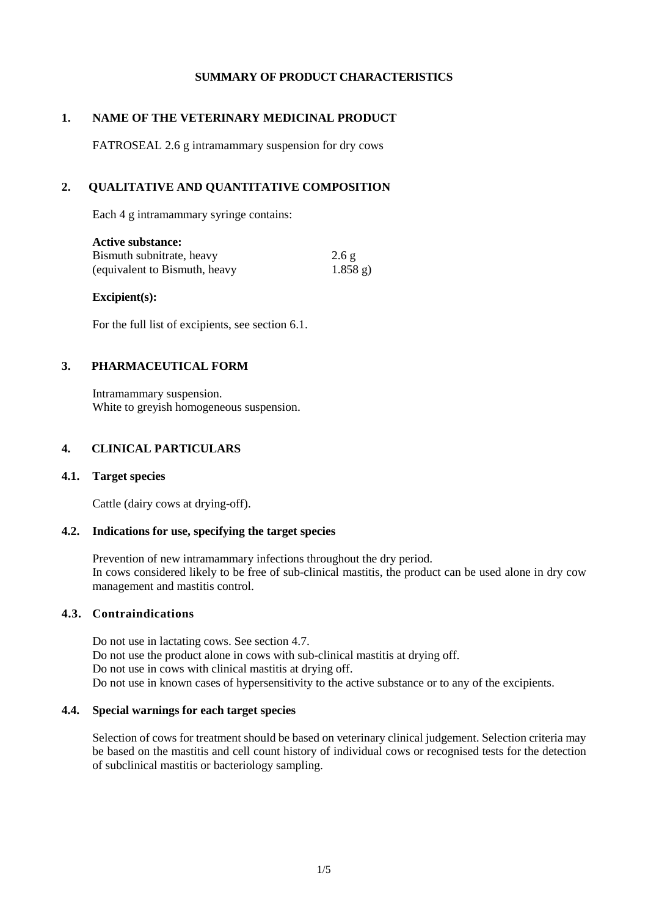# SUMMARY OF PRODUCT CHARACTERISTICS

## 1. NAME OF THE VETERINARY MEDICINAL PRODUCT

FATROSEAL 2.6 g intramammary suspension for dry cows

## 2. QUALITATIVE AND QUANTITATIVE COMPOSITION

Each 4 g intramammary syringe contains:

**Active substance:**

| | |
|---|---|
| Bismuth subnitrate, heavy | 2.6 g |
| (equivalent to Bismuth, heavy | 1.858 g) |

**Excipient(s):**

For the full list of excipients, see section 6.1.

## 3. PHARMACEUTICAL FORM

Intramammary suspension.
White to greyish homogeneous suspension.

## 4. CLINICAL PARTICULARS

### 4.1. Target species

Cattle (dairy cows at drying-off).

### 4.2. Indications for use, specifying the target species

Prevention of new intramammary infections throughout the dry period.
In cows considered likely to be free of sub-clinical mastitis, the product can be used alone in dry cow management and mastitis control.

### 4.3. Contraindications

Do not use in lactating cows. See section 4.7.
Do not use the product alone in cows with sub-clinical mastitis at drying off.
Do not use in cows with clinical mastitis at drying off.
Do not use in known cases of hypersensitivity to the active substance or to any of the excipients.

### 4.4. Special warnings for each target species

Selection of cows for treatment should be based on veterinary clinical judgement. Selection criteria may be based on the mastitis and cell count history of individual cows or recognised tests for the detection of subclinical mastitis or bacteriology sampling.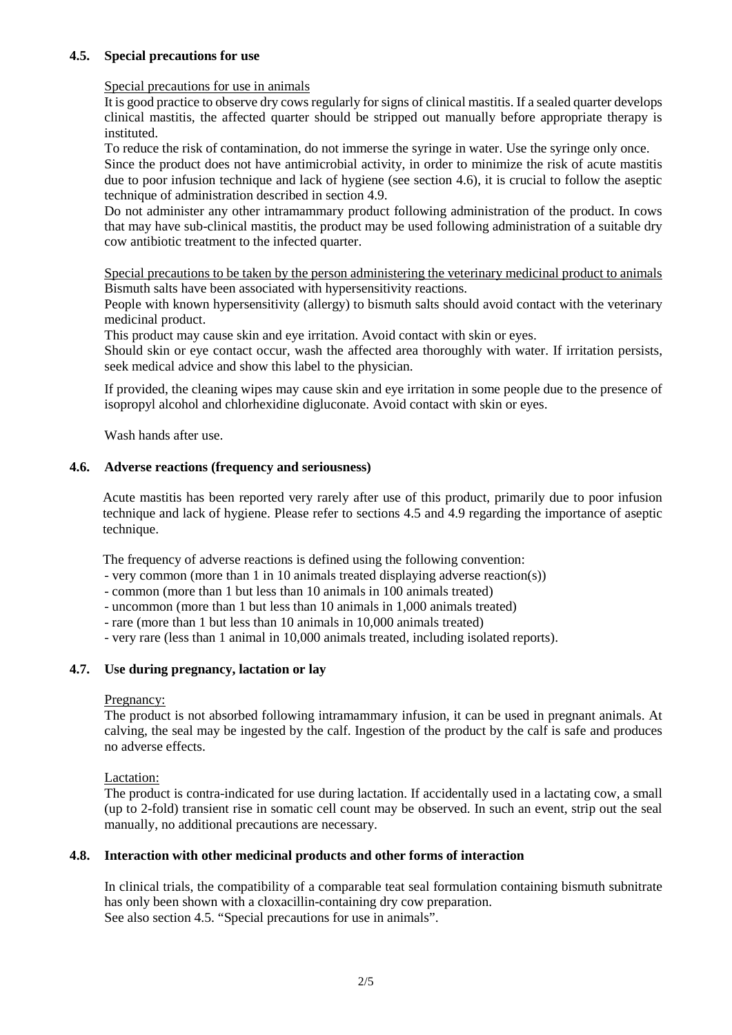### 4.5. Special precautions for use

Special precautions for use in animals

It is good practice to observe dry cows regularly for signs of clinical mastitis. If a sealed quarter develops clinical mastitis, the affected quarter should be stripped out manually before appropriate therapy is instituted.

To reduce the risk of contamination, do not immerse the syringe in water. Use the syringe only once.

Since the product does not have antimicrobial activity, in order to minimize the risk of acute mastitis due to poor infusion technique and lack of hygiene (see section 4.6), it is crucial to follow the aseptic technique of administration described in section 4.9.

Do not administer any other intramammary product following administration of the product. In cows that may have sub-clinical mastitis, the product may be used following administration of a suitable dry cow antibiotic treatment to the infected quarter.

Special precautions to be taken by the person administering the veterinary medicinal product to animals

Bismuth salts have been associated with hypersensitivity reactions.

People with known hypersensitivity (allergy) to bismuth salts should avoid contact with the veterinary medicinal product.

This product may cause skin and eye irritation. Avoid contact with skin or eyes.

Should skin or eye contact occur, wash the affected area thoroughly with water. If irritation persists, seek medical advice and show this label to the physician.

If provided, the cleaning wipes may cause skin and eye irritation in some people due to the presence of isopropyl alcohol and chlorhexidine digluconate. Avoid contact with skin or eyes.

Wash hands after use.

### 4.6. Adverse reactions (frequency and seriousness)

Acute mastitis has been reported very rarely after use of this product, primarily due to poor infusion technique and lack of hygiene. Please refer to sections 4.5 and 4.9 regarding the importance of aseptic technique.

The frequency of adverse reactions is defined using the following convention:

- very common (more than 1 in 10 animals treated displaying adverse reaction(s))
- common (more than 1 but less than 10 animals in 100 animals treated)
- uncommon (more than 1 but less than 10 animals in 1,000 animals treated)
- rare (more than 1 but less than 10 animals in 10,000 animals treated)
- very rare (less than 1 animal in 10,000 animals treated, including isolated reports).

### 4.7. Use during pregnancy, lactation or lay

Pregnancy:

The product is not absorbed following intramammary infusion, it can be used in pregnant animals. At calving, the seal may be ingested by the calf. Ingestion of the product by the calf is safe and produces no adverse effects.

Lactation:

The product is contra-indicated for use during lactation. If accidentally used in a lactating cow, a small (up to 2-fold) transient rise in somatic cell count may be observed. In such an event, strip out the seal manually, no additional precautions are necessary.

### 4.8. Interaction with other medicinal products and other forms of interaction

In clinical trials, the compatibility of a comparable teat seal formulation containing bismuth subnitrate has only been shown with a cloxacillin-containing dry cow preparation.

See also section 4.5. "Special precautions for use in animals".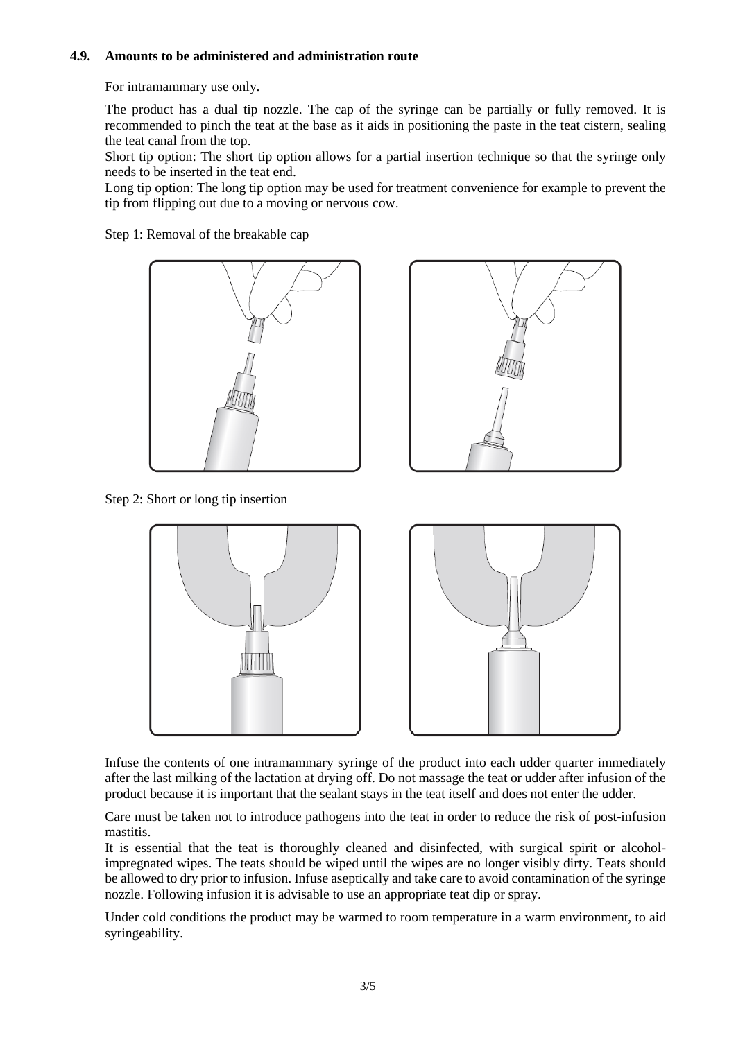### 4.9. Amounts to be administered and administration route

For intramammary use only.

The product has a dual tip nozzle. The cap of the syringe can be partially or fully removed. It is recommended to pinch the teat at the base as it aids in positioning the paste in the teat cistern, sealing the teat canal from the top.
Short tip option: The short tip option allows for a partial insertion technique so that the syringe only needs to be inserted in the teat end.
Long tip option: The long tip option may be used for treatment convenience for example to prevent the tip from flipping out due to a moving or nervous cow.

Step 1: Removal of the breakable cap

Step 2: Short or long tip insertion

Infuse the contents of one intramammary syringe of the product into each udder quarter immediately after the last milking of the lactation at drying off. Do not massage the teat or udder after infusion of the product because it is important that the sealant stays in the teat itself and does not enter the udder.

Care must be taken not to introduce pathogens into the teat in order to reduce the risk of post-infusion mastitis.
It is essential that the teat is thoroughly cleaned and disinfected, with surgical spirit or alcohol-impregnated wipes. The teats should be wiped until the wipes are no longer visibly dirty. Teats should be allowed to dry prior to infusion. Infuse aseptically and take care to avoid contamination of the syringe nozzle. Following infusion it is advisable to use an appropriate teat dip or spray.

Under cold conditions the product may be warmed to room temperature in a warm environment, to aid syringeability.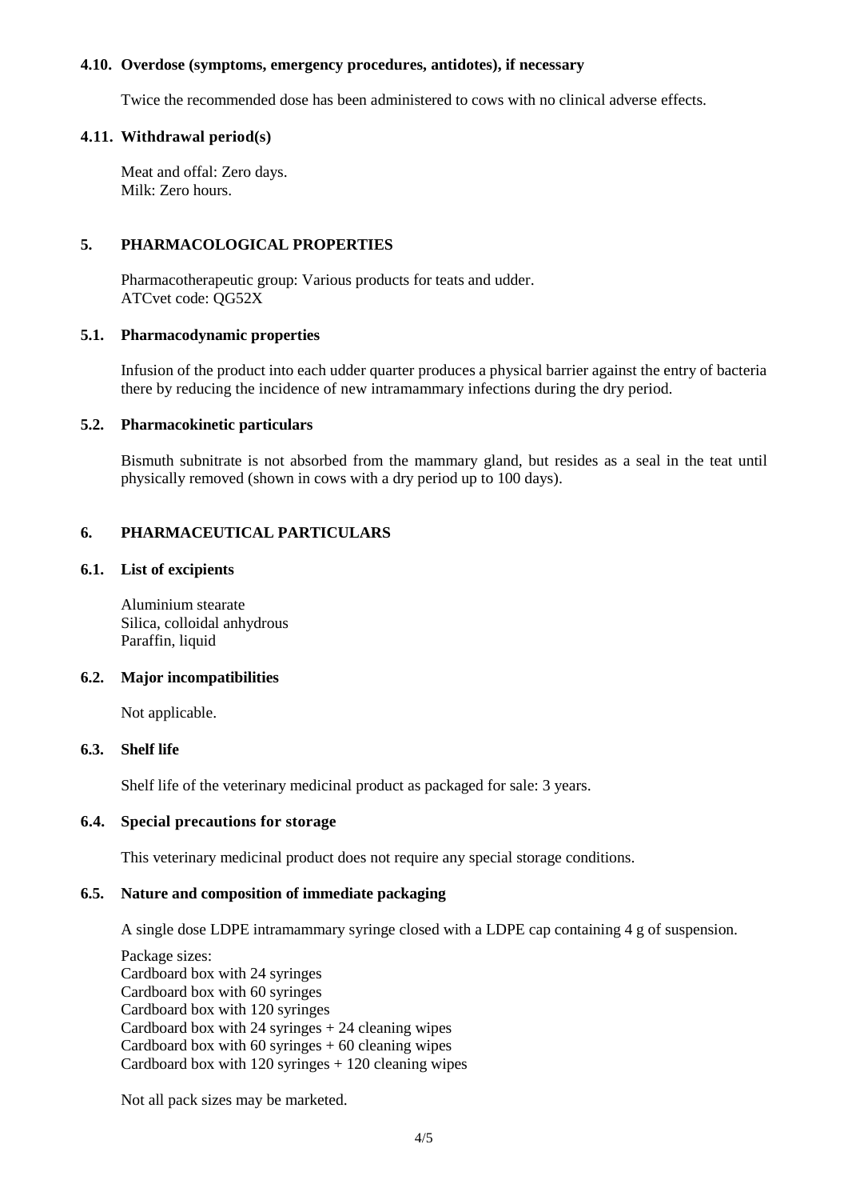### 4.10. Overdose (symptoms, emergency procedures, antidotes), if necessary

Twice the recommended dose has been administered to cows with no clinical adverse effects.

### 4.11. Withdrawal period(s)

Meat and offal: Zero days.
Milk: Zero hours.

## 5. PHARMACOLOGICAL PROPERTIES

Pharmacotherapeutic group: Various products for teats and udder.
ATCvet code: QG52X

### 5.1. Pharmacodynamic properties

Infusion of the product into each udder quarter produces a physical barrier against the entry of bacteria there by reducing the incidence of new intramammary infections during the dry period.

### 5.2. Pharmacokinetic particulars

Bismuth subnitrate is not absorbed from the mammary gland, but resides as a seal in the teat until physically removed (shown in cows with a dry period up to 100 days).

## 6. PHARMACEUTICAL PARTICULARS

### 6.1. List of excipients

Aluminium stearate
Silica, colloidal anhydrous
Paraffin, liquid

### 6.2. Major incompatibilities

Not applicable.

### 6.3. Shelf life

Shelf life of the veterinary medicinal product as packaged for sale: 3 years.

### 6.4. Special precautions for storage

This veterinary medicinal product does not require any special storage conditions.

### 6.5. Nature and composition of immediate packaging

A single dose LDPE intramammary syringe closed with a LDPE cap containing 4 g of suspension.

Package sizes:
Cardboard box with 24 syringes
Cardboard box with 60 syringes
Cardboard box with 120 syringes
Cardboard box with 24 syringes + 24 cleaning wipes
Cardboard box with 60 syringes + 60 cleaning wipes
Cardboard box with 120 syringes + 120 cleaning wipes

Not all pack sizes may be marketed.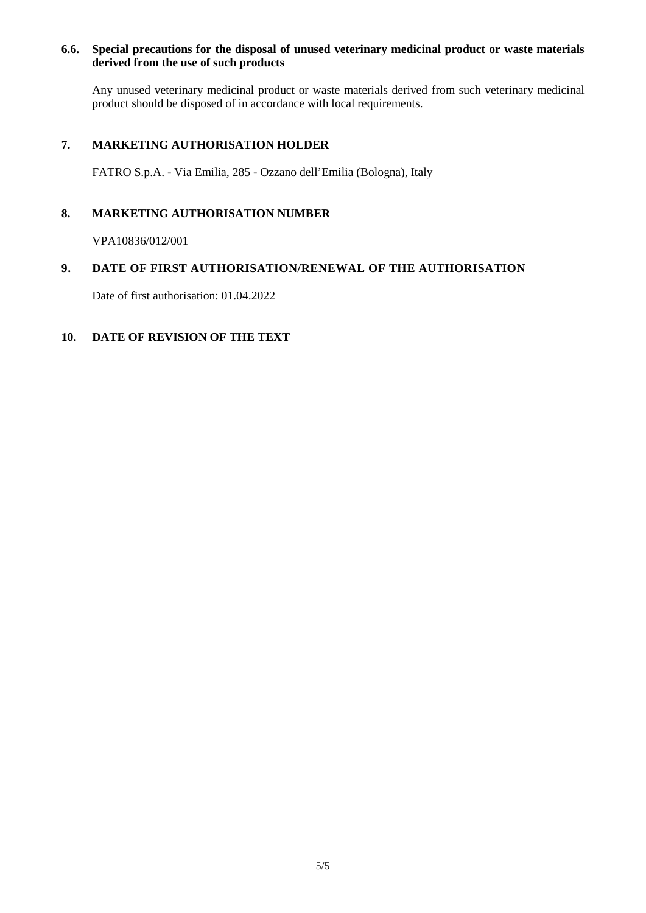### 6.6. Special precautions for the disposal of unused veterinary medicinal product or waste materials derived from the use of such products

Any unused veterinary medicinal product or waste materials derived from such veterinary medicinal product should be disposed of in accordance with local requirements.

## 7. MARKETING AUTHORISATION HOLDER

FATRO S.p.A. - Via Emilia, 285 - Ozzano dell'Emilia (Bologna), Italy

## 8. MARKETING AUTHORISATION NUMBER

VPA10836/012/001

## 9. DATE OF FIRST AUTHORISATION/RENEWAL OF THE AUTHORISATION

Date of first authorisation: 01.04.2022

## 10. DATE OF REVISION OF THE TEXT